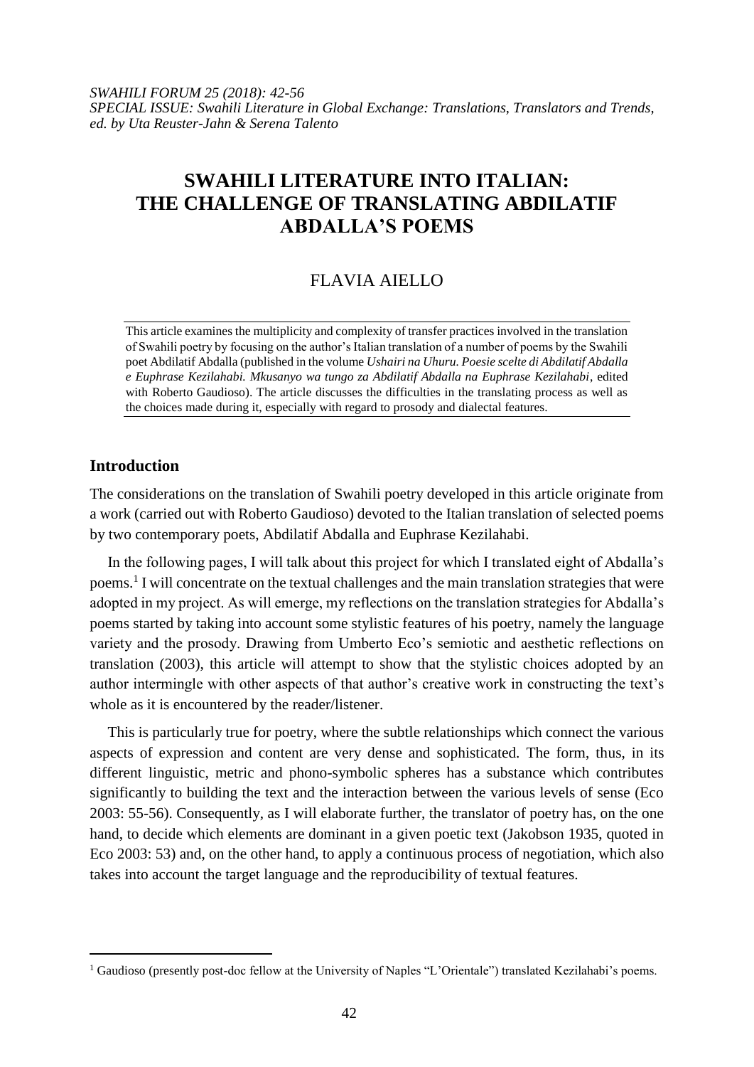*SWAHILI FORUM 25 (2018): 42-56*
*SPECIAL ISSUE: Swahili Literature in Global Exchange: Translations, Translators and Trends, ed. by Uta Reuster-Jahn & Serena Talento*

# SWAHILI LITERATURE INTO ITALIAN: THE CHALLENGE OF TRANSLATING ABDILATIF ABDALLA'S POEMS

FLAVIA AIELLO

This article examines the multiplicity and complexity of transfer practices involved in the translation of Swahili poetry by focusing on the author's Italian translation of a number of poems by the Swahili poet Abdilatif Abdalla (published in the volume *Ushairi na Uhuru. Poesie scelte di Abdilatif Abdalla e Euphrase Kezilahabi. Mkusanyo wa tungo za Abdilatif Abdalla na Euphrase Kezilahabi*, edited with Roberto Gaudioso). The article discusses the difficulties in the translating process as well as the choices made during it, especially with regard to prosody and dialectal features.

## Introduction

The considerations on the translation of Swahili poetry developed in this article originate from a work (carried out with Roberto Gaudioso) devoted to the Italian translation of selected poems by two contemporary poets, Abdilatif Abdalla and Euphrase Kezilahabi.

In the following pages, I will talk about this project for which I translated eight of Abdalla's poems.[1] I will concentrate on the textual challenges and the main translation strategies that were adopted in my project. As will emerge, my reflections on the translation strategies for Abdalla's poems started by taking into account some stylistic features of his poetry, namely the language variety and the prosody. Drawing from Umberto Eco's semiotic and aesthetic reflections on translation (2003), this article will attempt to show that the stylistic choices adopted by an author intermingle with other aspects of that author's creative work in constructing the text's whole as it is encountered by the reader/listener.

This is particularly true for poetry, where the subtle relationships which connect the various aspects of expression and content are very dense and sophisticated. The form, thus, in its different linguistic, metric and phono-symbolic spheres has a substance which contributes significantly to building the text and the interaction between the various levels of sense (Eco 2003: 55-56). Consequently, as I will elaborate further, the translator of poetry has, on the one hand, to decide which elements are dominant in a given poetic text (Jakobson 1935, quoted in Eco 2003: 53) and, on the other hand, to apply a continuous process of negotiation, which also takes into account the target language and the reproducibility of textual features.

---

[1] Gaudioso (presently post-doc fellow at the University of Naples "L'Orientale") translated Kezilahabi's poems.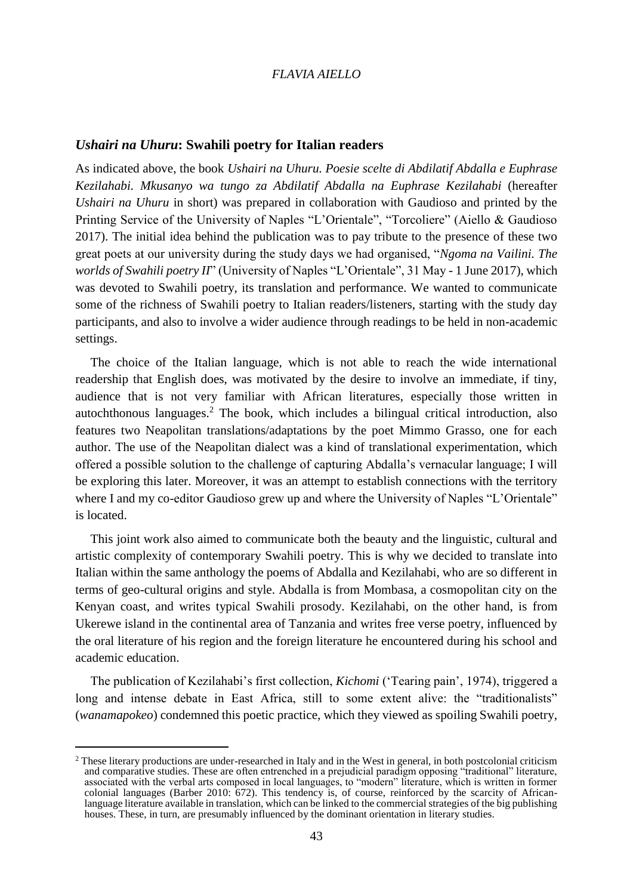## *Ushairi na Uhuru*: Swahili poetry for Italian readers

As indicated above, the book *Ushairi na Uhuru. Poesie scelte di Abdilatif Abdalla e Euphrase Kezilahabi. Mkusanyo wa tungo za Abdilatif Abdalla na Euphrase Kezilahabi* (hereafter *Ushairi na Uhuru* in short) was prepared in collaboration with Gaudioso and printed by the Printing Service of the University of Naples "L'Orientale", "Torcoliere" (Aiello & Gaudioso 2017). The initial idea behind the publication was to pay tribute to the presence of these two great poets at our university during the study days we had organised, "*Ngoma na Vailini. The worlds of Swahili poetry II*" (University of Naples "L'Orientale", 31 May - 1 June 2017), which was devoted to Swahili poetry, its translation and performance. We wanted to communicate some of the richness of Swahili poetry to Italian readers/listeners, starting with the study day participants, and also to involve a wider audience through readings to be held in non-academic settings.

The choice of the Italian language, which is not able to reach the wide international readership that English does, was motivated by the desire to involve an immediate, if tiny, audience that is not very familiar with African literatures, especially those written in autochthonous languages.[2] The book, which includes a bilingual critical introduction, also features two Neapolitan translations/adaptations by the poet Mimmo Grasso, one for each author. The use of the Neapolitan dialect was a kind of translational experimentation, which offered a possible solution to the challenge of capturing Abdalla's vernacular language; I will be exploring this later. Moreover, it was an attempt to establish connections with the territory where I and my co-editor Gaudioso grew up and where the University of Naples "L'Orientale" is located.

This joint work also aimed to communicate both the beauty and the linguistic, cultural and artistic complexity of contemporary Swahili poetry. This is why we decided to translate into Italian within the same anthology the poems of Abdalla and Kezilahabi, who are so different in terms of geo-cultural origins and style. Abdalla is from Mombasa, a cosmopolitan city on the Kenyan coast, and writes typical Swahili prosody. Kezilahabi, on the other hand, is from Ukerewe island in the continental area of Tanzania and writes free verse poetry, influenced by the oral literature of his region and the foreign literature he encountered during his school and academic education.

The publication of Kezilahabi's first collection, *Kichomi* ('Tearing pain', 1974), triggered a long and intense debate in East Africa, still to some extent alive: the "traditionalists" (*wanamapokeo*) condemned this poetic practice, which they viewed as spoiling Swahili poetry,

[2] These literary productions are under-researched in Italy and in the West in general, in both postcolonial criticism and comparative studies. These are often entrenched in a prejudicial paradigm opposing "traditional" literature, associated with the verbal arts composed in local languages, to "modern" literature, which is written in former colonial languages (Barber 2010: 672). This tendency is, of course, reinforced by the scarcity of African-language literature available in translation, which can be linked to the commercial strategies of the big publishing houses. These, in turn, are presumably influenced by the dominant orientation in literary studies.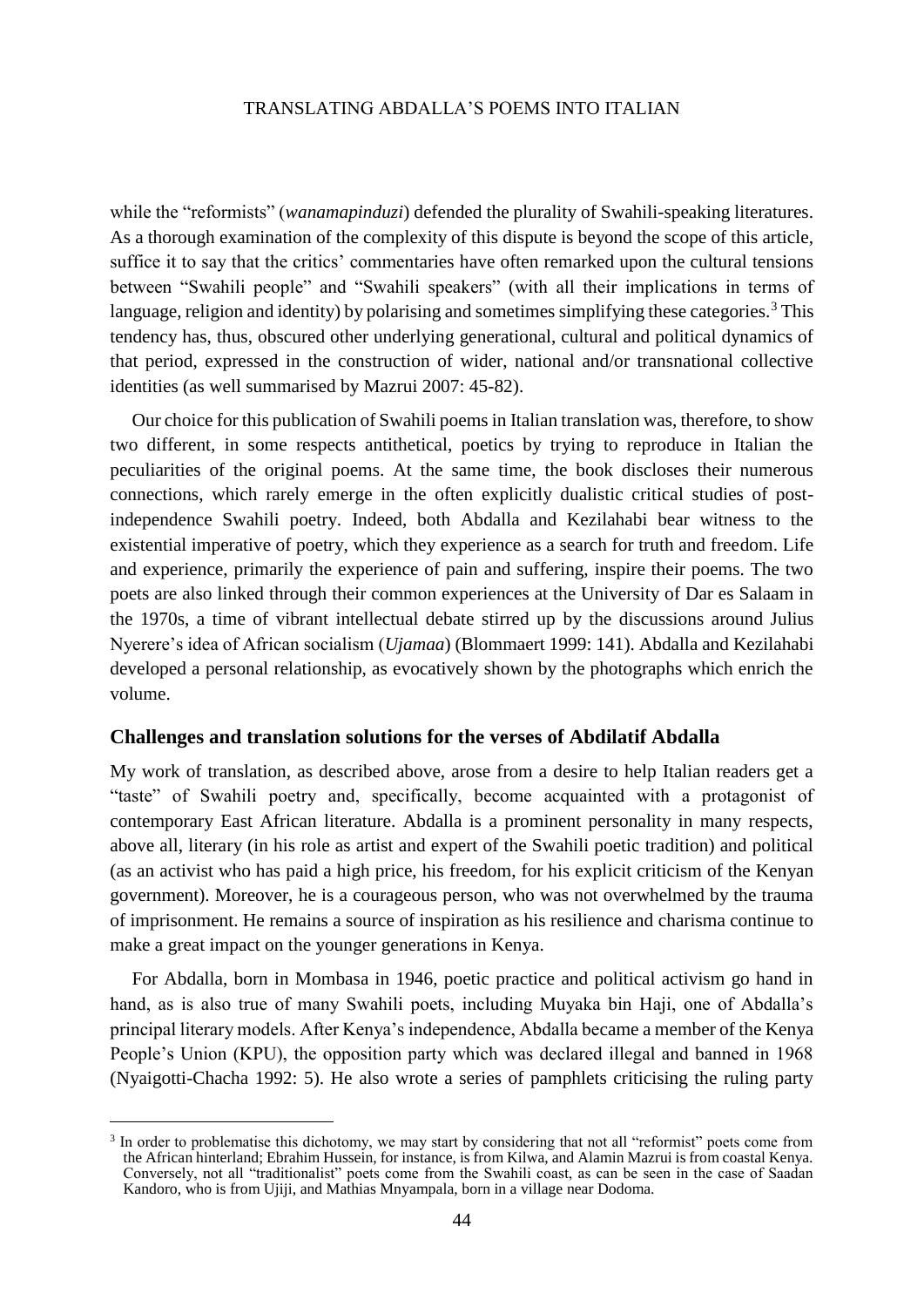while the "reformists" (*wanamapinduzi*) defended the plurality of Swahili-speaking literatures. As a thorough examination of the complexity of this dispute is beyond the scope of this article, suffice it to say that the critics' commentaries have often remarked upon the cultural tensions between "Swahili people" and "Swahili speakers" (with all their implications in terms of language, religion and identity) by polarising and sometimes simplifying these categories.[3] This tendency has, thus, obscured other underlying generational, cultural and political dynamics of that period, expressed in the construction of wider, national and/or transnational collective identities (as well summarised by Mazrui 2007: 45-82).

Our choice for this publication of Swahili poems in Italian translation was, therefore, to show two different, in some respects antithetical, poetics by trying to reproduce in Italian the peculiarities of the original poems. At the same time, the book discloses their numerous connections, which rarely emerge in the often explicitly dualistic critical studies of post-independence Swahili poetry. Indeed, both Abdalla and Kezilahabi bear witness to the existential imperative of poetry, which they experience as a search for truth and freedom. Life and experience, primarily the experience of pain and suffering, inspire their poems. The two poets are also linked through their common experiences at the University of Dar es Salaam in the 1970s, a time of vibrant intellectual debate stirred up by the discussions around Julius Nyerere's idea of African socialism (*Ujamaa*) (Blommaert 1999: 141). Abdalla and Kezilahabi developed a personal relationship, as evocatively shown by the photographs which enrich the volume.

## Challenges and translation solutions for the verses of Abdilatif Abdalla

My work of translation, as described above, arose from a desire to help Italian readers get a "taste" of Swahili poetry and, specifically, become acquainted with a protagonist of contemporary East African literature. Abdalla is a prominent personality in many respects, above all, literary (in his role as artist and expert of the Swahili poetic tradition) and political (as an activist who has paid a high price, his freedom, for his explicit criticism of the Kenyan government). Moreover, he is a courageous person, who was not overwhelmed by the trauma of imprisonment. He remains a source of inspiration as his resilience and charisma continue to make a great impact on the younger generations in Kenya.

For Abdalla, born in Mombasa in 1946, poetic practice and political activism go hand in hand, as is also true of many Swahili poets, including Muyaka bin Haji, one of Abdalla's principal literary models. After Kenya's independence, Abdalla became a member of the Kenya People's Union (KPU), the opposition party which was declared illegal and banned in 1968 (Nyaigotti-Chacha 1992: 5). He also wrote a series of pamphlets criticising the ruling party

---

[3] In order to problematise this dichotomy, we may start by considering that not all "reformist" poets come from the African hinterland; Ebrahim Hussein, for instance, is from Kilwa, and Alamin Mazrui is from coastal Kenya. Conversely, not all "traditionalist" poets come from the Swahili coast, as can be seen in the case of Saadan Kandoro, who is from Ujiji, and Mathias Mnyampala, born in a village near Dodoma.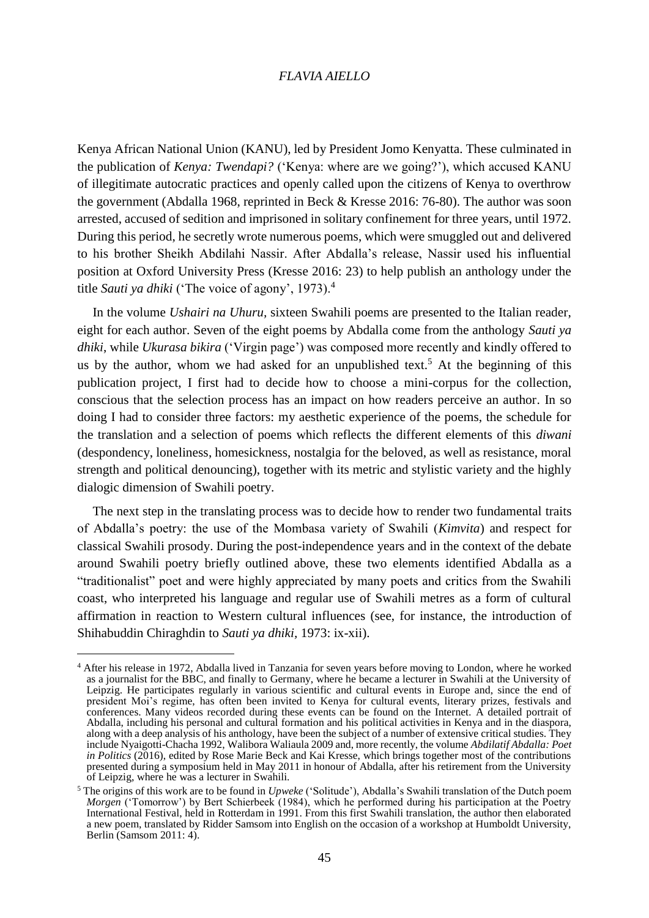Kenya African National Union (KANU), led by President Jomo Kenyatta. These culminated in the publication of *Kenya: Twendapi?* ('Kenya: where are we going?'), which accused KANU of illegitimate autocratic practices and openly called upon the citizens of Kenya to overthrow the government (Abdalla 1968, reprinted in Beck & Kresse 2016: 76-80). The author was soon arrested, accused of sedition and imprisoned in solitary confinement for three years, until 1972. During this period, he secretly wrote numerous poems, which were smuggled out and delivered to his brother Sheikh Abdilahi Nassir. After Abdalla's release, Nassir used his influential position at Oxford University Press (Kresse 2016: 23) to help publish an anthology under the title *Sauti ya dhiki* ('The voice of agony', 1973).[4]

In the volume *Ushairi na Uhuru*, sixteen Swahili poems are presented to the Italian reader, eight for each author. Seven of the eight poems by Abdalla come from the anthology *Sauti ya dhiki*, while *Ukurasa bikira* ('Virgin page') was composed more recently and kindly offered to us by the author, whom we had asked for an unpublished text.[5] At the beginning of this publication project, I first had to decide how to choose a mini-corpus for the collection, conscious that the selection process has an impact on how readers perceive an author. In so doing I had to consider three factors: my aesthetic experience of the poems, the schedule for the translation and a selection of poems which reflects the different elements of this *diwani* (despondency, loneliness, homesickness, nostalgia for the beloved, as well as resistance, moral strength and political denouncing), together with its metric and stylistic variety and the highly dialogic dimension of Swahili poetry.

The next step in the translating process was to decide how to render two fundamental traits of Abdalla's poetry: the use of the Mombasa variety of Swahili (*Kimvita*) and respect for classical Swahili prosody. During the post-independence years and in the context of the debate around Swahili poetry briefly outlined above, these two elements identified Abdalla as a "traditionalist" poet and were highly appreciated by many poets and critics from the Swahili coast, who interpreted his language and regular use of Swahili metres as a form of cultural affirmation in reaction to Western cultural influences (see, for instance, the introduction of Shihabuddin Chiraghdin to *Sauti ya dhiki*, 1973: ix-xii).

---

[4] After his release in 1972, Abdalla lived in Tanzania for seven years before moving to London, where he worked as a journalist for the BBC, and finally to Germany, where he became a lecturer in Swahili at the University of Leipzig. He participates regularly in various scientific and cultural events in Europe and, since the end of president Moi's regime, has often been invited to Kenya for cultural events, literary prizes, festivals and conferences. Many videos recorded during these events can be found on the Internet. A detailed portrait of Abdalla, including his personal and cultural formation and his political activities in Kenya and in the diaspora, along with a deep analysis of his anthology, have been the subject of a number of extensive critical studies. They include Nyaigotti-Chacha 1992, Walibora Waliaula 2009 and, more recently, the volume *Abdilatif Abdalla: Poet in Politics* (2016), edited by Rose Marie Beck and Kai Kresse, which brings together most of the contributions presented during a symposium held in May 2011 in honour of Abdalla, after his retirement from the University of Leipzig, where he was a lecturer in Swahili.

[5] The origins of this work are to be found in *Upweke* ('Solitude'), Abdalla's Swahili translation of the Dutch poem *Morgen* ('Tomorrow') by Bert Schierbeek (1984), which he performed during his participation at the Poetry International Festival, held in Rotterdam in 1991. From this first Swahili translation, the author then elaborated a new poem, translated by Ridder Samsom into English on the occasion of a workshop at Humboldt University, Berlin (Samsom 2011: 4).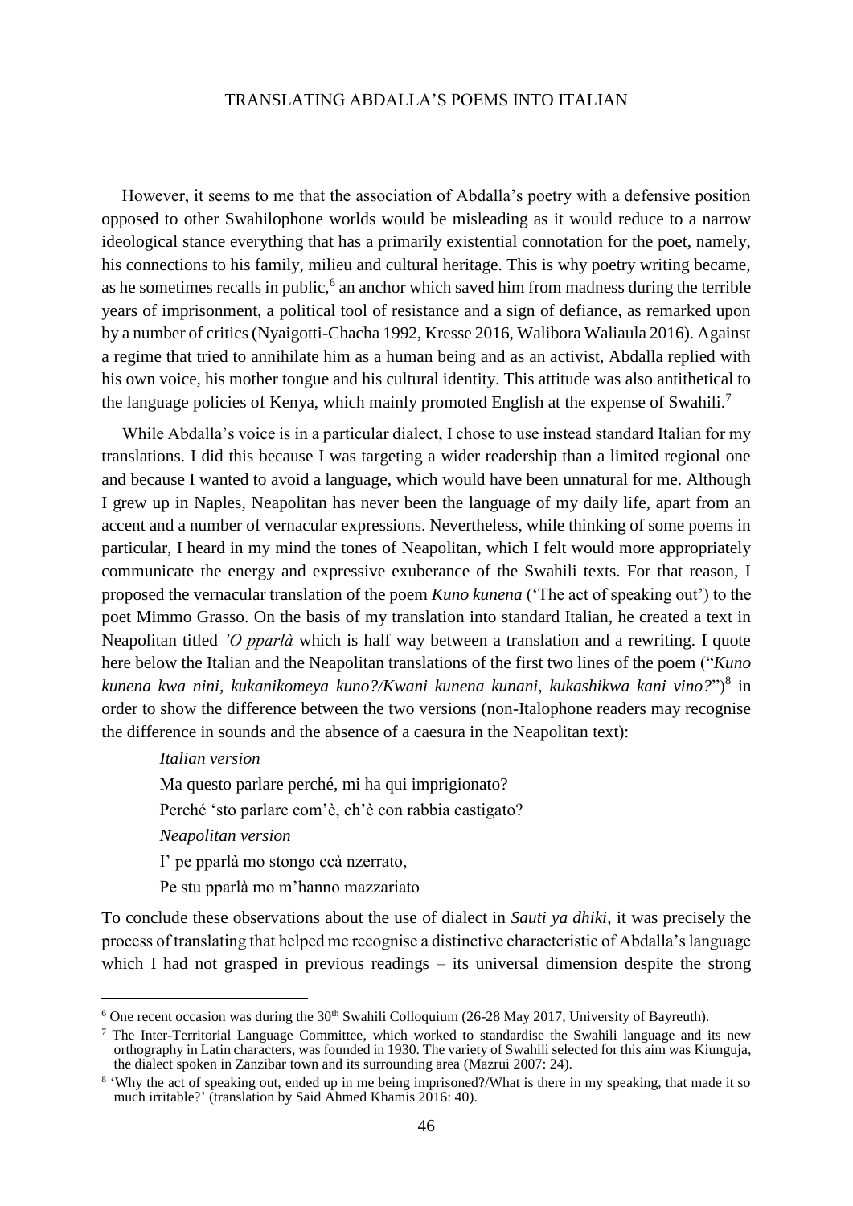However, it seems to me that the association of Abdalla's poetry with a defensive position opposed to other Swahilophone worlds would be misleading as it would reduce to a narrow ideological stance everything that has a primarily existential connotation for the poet, namely, his connections to his family, milieu and cultural heritage. This is why poetry writing became, as he sometimes recalls in public,[6] an anchor which saved him from madness during the terrible years of imprisonment, a political tool of resistance and a sign of defiance, as remarked upon by a number of critics (Nyaigotti-Chacha 1992, Kresse 2016, Walibora Waliaula 2016). Against a regime that tried to annihilate him as a human being and as an activist, Abdalla replied with his own voice, his mother tongue and his cultural identity. This attitude was also antithetical to the language policies of Kenya, which mainly promoted English at the expense of Swahili.[7]

While Abdalla's voice is in a particular dialect, I chose to use instead standard Italian for my translations. I did this because I was targeting a wider readership than a limited regional one and because I wanted to avoid a language, which would have been unnatural for me. Although I grew up in Naples, Neapolitan has never been the language of my daily life, apart from an accent and a number of vernacular expressions. Nevertheless, while thinking of some poems in particular, I heard in my mind the tones of Neapolitan, which I felt would more appropriately communicate the energy and expressive exuberance of the Swahili texts. For that reason, I proposed the vernacular translation of the poem *Kuno kunena* ('The act of speaking out') to the poet Mimmo Grasso. On the basis of my translation into standard Italian, he created a text in Neapolitan titled *'O pparlà* which is half way between a translation and a rewriting. I quote here below the Italian and the Neapolitan translations of the first two lines of the poem ("*Kuno kunena kwa nini, kukanikomeya kuno?/Kwani kunena kunani, kukashikwa kani vino?*")[8] in order to show the difference between the two versions (non-Italophone readers may recognise the difference in sounds and the absence of a caesura in the Neapolitan text):

*Italian version*

Ma questo parlare perché, mi ha qui imprigionato?

Perché 'sto parlare com'è, ch'è con rabbia castigato?

*Neapolitan version*

I' pe pparlà mo stongo ccà nzerrato,

Pe stu pparlà mo m'hanno mazzariato

To conclude these observations about the use of dialect in *Sauti ya dhiki*, it was precisely the process of translating that helped me recognise a distinctive characteristic of Abdalla's language which I had not grasped in previous readings – its universal dimension despite the strong

---

[6] One recent occasion was during the 30th Swahili Colloquium (26-28 May 2017, University of Bayreuth).

[7] The Inter-Territorial Language Committee, which worked to standardise the Swahili language and its new orthography in Latin characters, was founded in 1930. The variety of Swahili selected for this aim was Kiunguja, the dialect spoken in Zanzibar town and its surrounding area (Mazrui 2007: 24).

[8] 'Why the act of speaking out, ended up in me being imprisoned?/What is there in my speaking, that made it so much irritable?' (translation by Said Ahmed Khamis 2016: 40).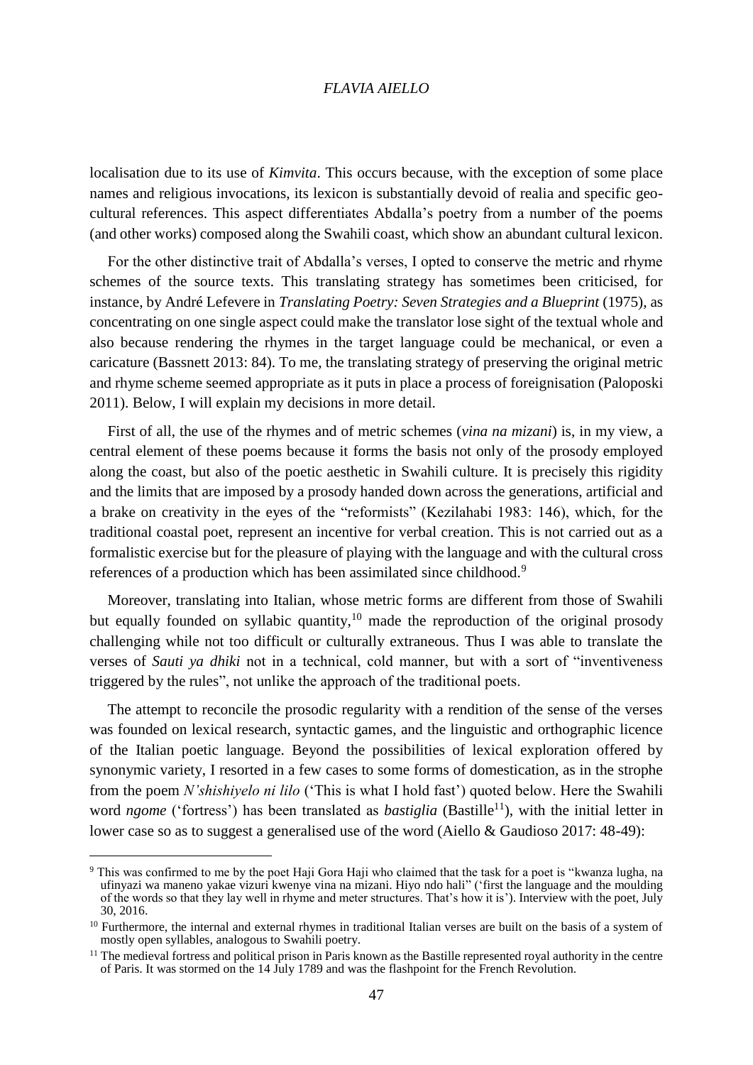localisation due to its use of *Kimvita*. This occurs because, with the exception of some place names and religious invocations, its lexicon is substantially devoid of realia and specific geo-cultural references. This aspect differentiates Abdalla's poetry from a number of the poems (and other works) composed along the Swahili coast, which show an abundant cultural lexicon.

For the other distinctive trait of Abdalla's verses, I opted to conserve the metric and rhyme schemes of the source texts. This translating strategy has sometimes been criticised, for instance, by André Lefevere in *Translating Poetry: Seven Strategies and a Blueprint* (1975), as concentrating on one single aspect could make the translator lose sight of the textual whole and also because rendering the rhymes in the target language could be mechanical, or even a caricature (Bassnett 2013: 84). To me, the translating strategy of preserving the original metric and rhyme scheme seemed appropriate as it puts in place a process of foreignisation (Paloposki 2011). Below, I will explain my decisions in more detail.

First of all, the use of the rhymes and of metric schemes (*vina na mizani*) is, in my view, a central element of these poems because it forms the basis not only of the prosody employed along the coast, but also of the poetic aesthetic in Swahili culture. It is precisely this rigidity and the limits that are imposed by a prosody handed down across the generations, artificial and a brake on creativity in the eyes of the "reformists" (Kezilahabi 1983: 146), which, for the traditional coastal poet, represent an incentive for verbal creation. This is not carried out as a formalistic exercise but for the pleasure of playing with the language and with the cultural cross references of a production which has been assimilated since childhood.[9]

Moreover, translating into Italian, whose metric forms are different from those of Swahili but equally founded on syllabic quantity,[10] made the reproduction of the original prosody challenging while not too difficult or culturally extraneous. Thus I was able to translate the verses of *Sauti ya dhiki* not in a technical, cold manner, but with a sort of "inventiveness triggered by the rules", not unlike the approach of the traditional poets.

The attempt to reconcile the prosodic regularity with a rendition of the sense of the verses was founded on lexical research, syntactic games, and the linguistic and orthographic licence of the Italian poetic language. Beyond the possibilities of lexical exploration offered by synonymic variety, I resorted in a few cases to some forms of domestication, as in the strophe from the poem *N'shishiyelo ni lilo* ('This is what I hold fast') quoted below. Here the Swahili word *ngome* ('fortress') has been translated as *bastiglia* (Bastille[11]), with the initial letter in lower case so as to suggest a generalised use of the word (Aiello & Gaudioso 2017: 48-49):

---

[9] This was confirmed to me by the poet Haji Gora Haji who claimed that the task for a poet is "kwanza lugha, na ufinyazi wa maneno yakae vizuri kwenye vina na mizani. Hiyo ndo hali" ('first the language and the moulding of the words so that they lay well in rhyme and meter structures. That's how it is'). Interview with the poet, July 30, 2016.

[10] Furthermore, the internal and external rhymes in traditional Italian verses are built on the basis of a system of mostly open syllables, analogous to Swahili poetry.

[11] The medieval fortress and political prison in Paris known as the Bastille represented royal authority in the centre of Paris. It was stormed on the 14 July 1789 and was the flashpoint for the French Revolution.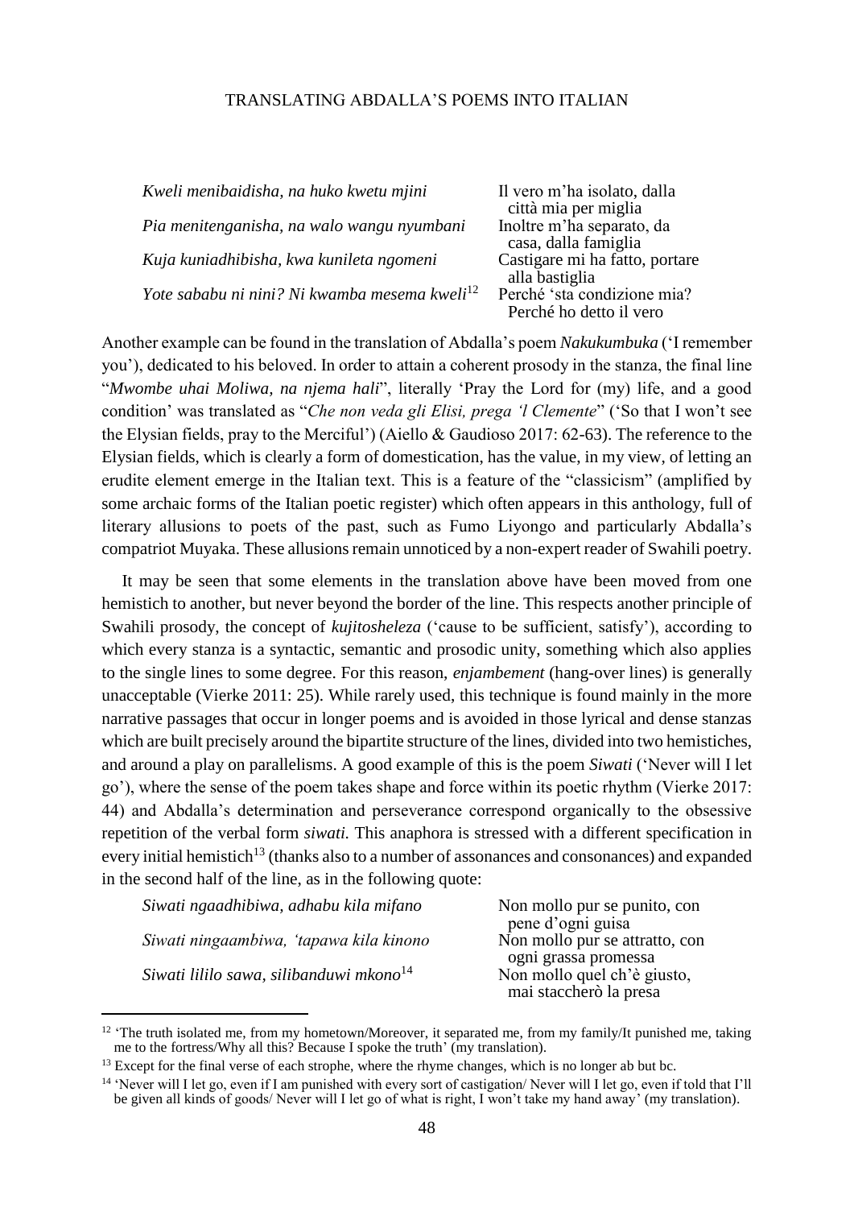| | |
|---|---|
| *Kweli menibaidisha, na huko kwetu mjini* | Il vero m'ha isolato, dalla città mia per miglia |
| *Pia menitenganisha, na walo wangu nyumbani* | Inoltre m'ha separato, da casa, dalla famiglia |
| *Kuja kuniadhibisha, kwa kunileta ngomeni* | Castigare mi ha fatto, portare alla bastiglia |
| *Yote sababu ni nini? Ni kwamba mesema kweli*[12] | Perché 'sta condizione mia? Perché ho detto il vero |

Another example can be found in the translation of Abdalla's poem *Nakukumbuka* ('I remember you'), dedicated to his beloved. In order to attain a coherent prosody in the stanza, the final line "*Mwombe uhai Moliwa, na njema hali*", literally 'Pray the Lord for (my) life, and a good condition' was translated as "*Che non veda gli Elisi, prega 'l Clemente*" ('So that I won't see the Elysian fields, pray to the Merciful') (Aiello & Gaudioso 2017: 62-63). The reference to the Elysian fields, which is clearly a form of domestication, has the value, in my view, of letting an erudite element emerge in the Italian text. This is a feature of the "classicism" (amplified by some archaic forms of the Italian poetic register) which often appears in this anthology, full of literary allusions to poets of the past, such as Fumo Liyongo and particularly Abdalla's compatriot Muyaka. These allusions remain unnoticed by a non-expert reader of Swahili poetry.

It may be seen that some elements in the translation above have been moved from one hemistich to another, but never beyond the border of the line. This respects another principle of Swahili prosody, the concept of *kujitosheleza* ('cause to be sufficient, satisfy'), according to which every stanza is a syntactic, semantic and prosodic unity, something which also applies to the single lines to some degree. For this reason, *enjambement* (hang-over lines) is generally unacceptable (Vierke 2011: 25). While rarely used, this technique is found mainly in the more narrative passages that occur in longer poems and is avoided in those lyrical and dense stanzas which are built precisely around the bipartite structure of the lines, divided into two hemistiches, and around a play on parallelisms. A good example of this is the poem *Siwati* ('Never will I let go'), where the sense of the poem takes shape and force within its poetic rhythm (Vierke 2017: 44) and Abdalla's determination and perseverance correspond organically to the obsessive repetition of the verbal form *siwati.* This anaphora is stressed with a different specification in every initial hemistich[13] (thanks also to a number of assonances and consonances) and expanded in the second half of the line, as in the following quote:

| | |
|---|---|
| *Siwati ngaadhibiwa, adhabu kila mifano* | Non mollo pur se punito, con pene d'ogni guisa |
| *Siwati ningaambiwa, 'tapawa kila kinono* | Non mollo pur se attratto, con ogni grassa promessa |
| *Siwati lililo sawa, silibanduwi mkono*[14] | Non mollo quel ch'è giusto, mai staccherò la presa |

---

[12] 'The truth isolated me, from my hometown/Moreover, it separated me, from my family/It punished me, taking me to the fortress/Why all this? Because I spoke the truth' (my translation).

[13] Except for the final verse of each strophe, where the rhyme changes, which is no longer ab but bc.

[14] 'Never will I let go, even if I am punished with every sort of castigation/ Never will I let go, even if told that I'll be given all kinds of goods/ Never will I let go of what is right, I won't take my hand away' (my translation).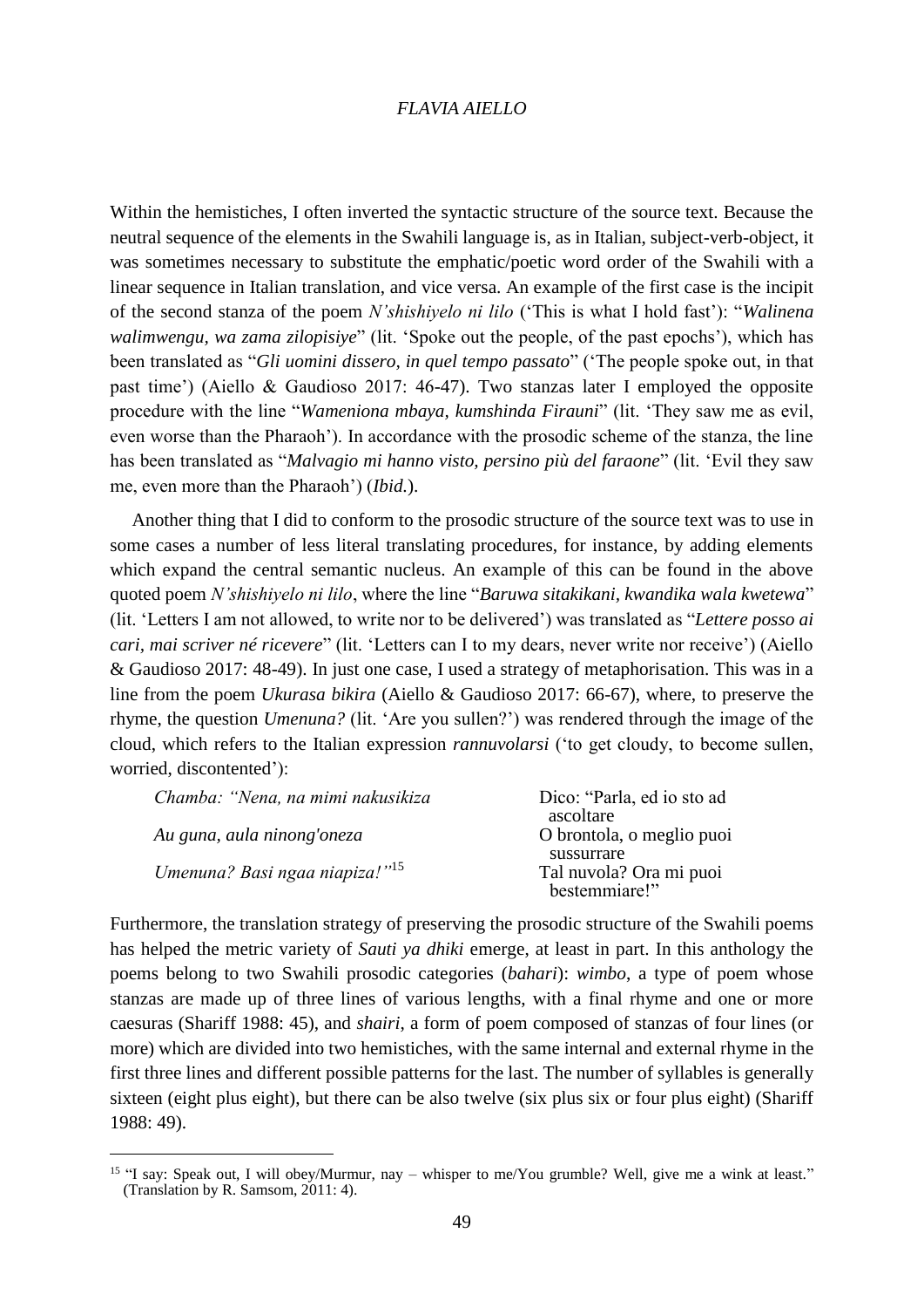Within the hemistiches, I often inverted the syntactic structure of the source text. Because the neutral sequence of the elements in the Swahili language is, as in Italian, subject-verb-object, it was sometimes necessary to substitute the emphatic/poetic word order of the Swahili with a linear sequence in Italian translation, and vice versa. An example of the first case is the incipit of the second stanza of the poem *N'shishiyelo ni lilo* ('This is what I hold fast'): "*Walinena walimwengu, wa zama zilopisiye*" (lit. 'Spoke out the people, of the past epochs'), which has been translated as "*Gli uomini dissero, in quel tempo passato*" ('The people spoke out, in that past time') (Aiello & Gaudioso 2017: 46-47). Two stanzas later I employed the opposite procedure with the line "*Wameniona mbaya, kumshinda Firauni*" (lit. 'They saw me as evil, even worse than the Pharaoh'). In accordance with the prosodic scheme of the stanza, the line has been translated as "*Malvagio mi hanno visto, persino più del faraone*" (lit. 'Evil they saw me, even more than the Pharaoh') (*Ibid.*).

Another thing that I did to conform to the prosodic structure of the source text was to use in some cases a number of less literal translating procedures, for instance, by adding elements which expand the central semantic nucleus. An example of this can be found in the above quoted poem *N'shishiyelo ni lilo*, where the line "*Baruwa sitakikani, kwandika wala kwetewa*" (lit. 'Letters I am not allowed, to write nor to be delivered') was translated as "*Lettere posso ai cari, mai scriver né ricevere*" (lit. 'Letters can I to my dears, never write nor receive') (Aiello & Gaudioso 2017: 48-49). In just one case, I used a strategy of metaphorisation. This was in a line from the poem *Ukurasa bikira* (Aiello & Gaudioso 2017: 66-67), where, to preserve the rhyme, the question *Umenuna?* (lit. 'Are you sullen?') was rendered through the image of the cloud, which refers to the Italian expression *rannuvolarsi* ('to get cloudy, to become sullen, worried, discontented'):

| | |
|---|---|
| *Chamba: "Nena, na mimi nakusikiza* | Dico: "Parla, ed io sto ad ascoltare |
| *Au guna, aula ninong'oneza* | O brontola, o meglio puoi sussurrare |
| *Umenuna? Basi ngaa niapiza!"*[15] | Tal nuvola? Ora mi puoi bestemmiare!" |

Furthermore, the translation strategy of preserving the prosodic structure of the Swahili poems has helped the metric variety of *Sauti ya dhiki* emerge, at least in part. In this anthology the poems belong to two Swahili prosodic categories (*bahari*): *wimbo*, a type of poem whose stanzas are made up of three lines of various lengths, with a final rhyme and one or more caesuras (Shariff 1988: 45), and *shairi*, a form of poem composed of stanzas of four lines (or more) which are divided into two hemistiches, with the same internal and external rhyme in the first three lines and different possible patterns for the last. The number of syllables is generally sixteen (eight plus eight), but there can be also twelve (six plus six or four plus eight) (Shariff 1988: 49).

---

[15] "I say: Speak out, I will obey/Murmur, nay – whisper to me/You grumble? Well, give me a wink at least." (Translation by R. Samsom, 2011: 4).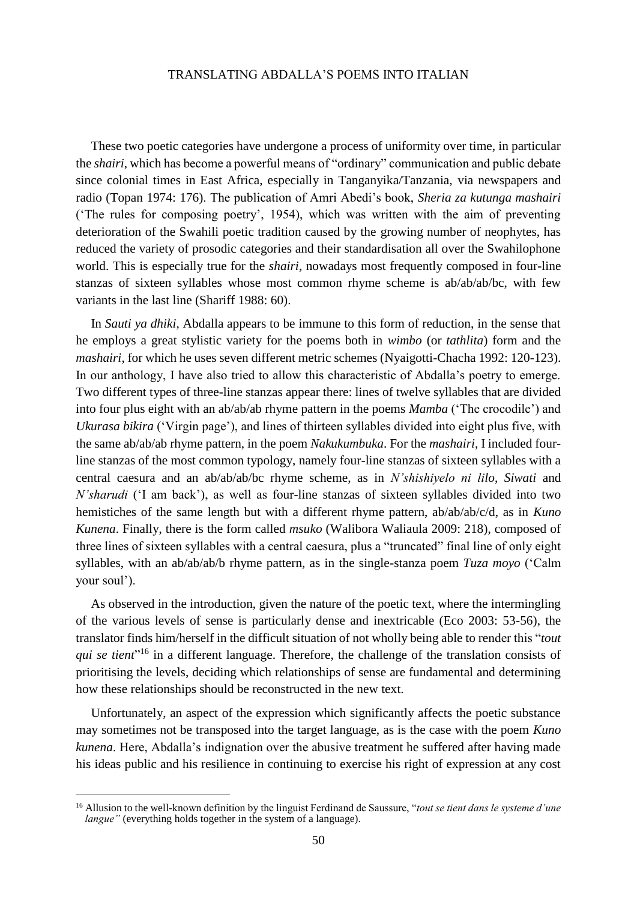These two poetic categories have undergone a process of uniformity over time, in particular the *shairi*, which has become a powerful means of "ordinary" communication and public debate since colonial times in East Africa, especially in Tanganyika/Tanzania, via newspapers and radio (Topan 1974: 176). The publication of Amri Abedi's book, *Sheria za kutunga mashairi* ('The rules for composing poetry', 1954), which was written with the aim of preventing deterioration of the Swahili poetic tradition caused by the growing number of neophytes, has reduced the variety of prosodic categories and their standardisation all over the Swahilophone world. This is especially true for the *shairi*, nowadays most frequently composed in four-line stanzas of sixteen syllables whose most common rhyme scheme is ab/ab/ab/bc, with few variants in the last line (Shariff 1988: 60).

In *Sauti ya dhiki*, Abdalla appears to be immune to this form of reduction, in the sense that he employs a great stylistic variety for the poems both in *wimbo* (or *tathlita*) form and the *mashairi*, for which he uses seven different metric schemes (Nyaigotti-Chacha 1992: 120-123). In our anthology, I have also tried to allow this characteristic of Abdalla's poetry to emerge. Two different types of three-line stanzas appear there: lines of twelve syllables that are divided into four plus eight with an ab/ab/ab rhyme pattern in the poems *Mamba* ('The crocodile') and *Ukurasa bikira* ('Virgin page'), and lines of thirteen syllables divided into eight plus five, with the same ab/ab/ab rhyme pattern, in the poem *Nakukumbuka*. For the *mashairi*, I included four-line stanzas of the most common typology, namely four-line stanzas of sixteen syllables with a central caesura and an ab/ab/ab/bc rhyme scheme, as in *N'shishiyelo ni lilo*, *Siwati* and *N'sharudi* ('I am back'), as well as four-line stanzas of sixteen syllables divided into two hemistiches of the same length but with a different rhyme pattern, ab/ab/ab/c/d, as in *Kuno Kunena*. Finally, there is the form called *msuko* (Walibora Waliaula 2009: 218), composed of three lines of sixteen syllables with a central caesura, plus a "truncated" final line of only eight syllables, with an ab/ab/ab/b rhyme pattern, as in the single-stanza poem *Tuza moyo* ('Calm your soul').

As observed in the introduction, given the nature of the poetic text, where the intermingling of the various levels of sense is particularly dense and inextricable (Eco 2003: 53-56), the translator finds him/herself in the difficult situation of not wholly being able to render this "*tout qui se tient*"[16] in a different language. Therefore, the challenge of the translation consists of prioritising the levels, deciding which relationships of sense are fundamental and determining how these relationships should be reconstructed in the new text.

Unfortunately, an aspect of the expression which significantly affects the poetic substance may sometimes not be transposed into the target language, as is the case with the poem *Kuno kunena*. Here, Abdalla's indignation over the abusive treatment he suffered after having made his ideas public and his resilience in continuing to exercise his right of expression at any cost

---

[16] Allusion to the well-known definition by the linguist Ferdinand de Saussure, "*tout se tient dans le systeme d'une langue"* (everything holds together in the system of a language).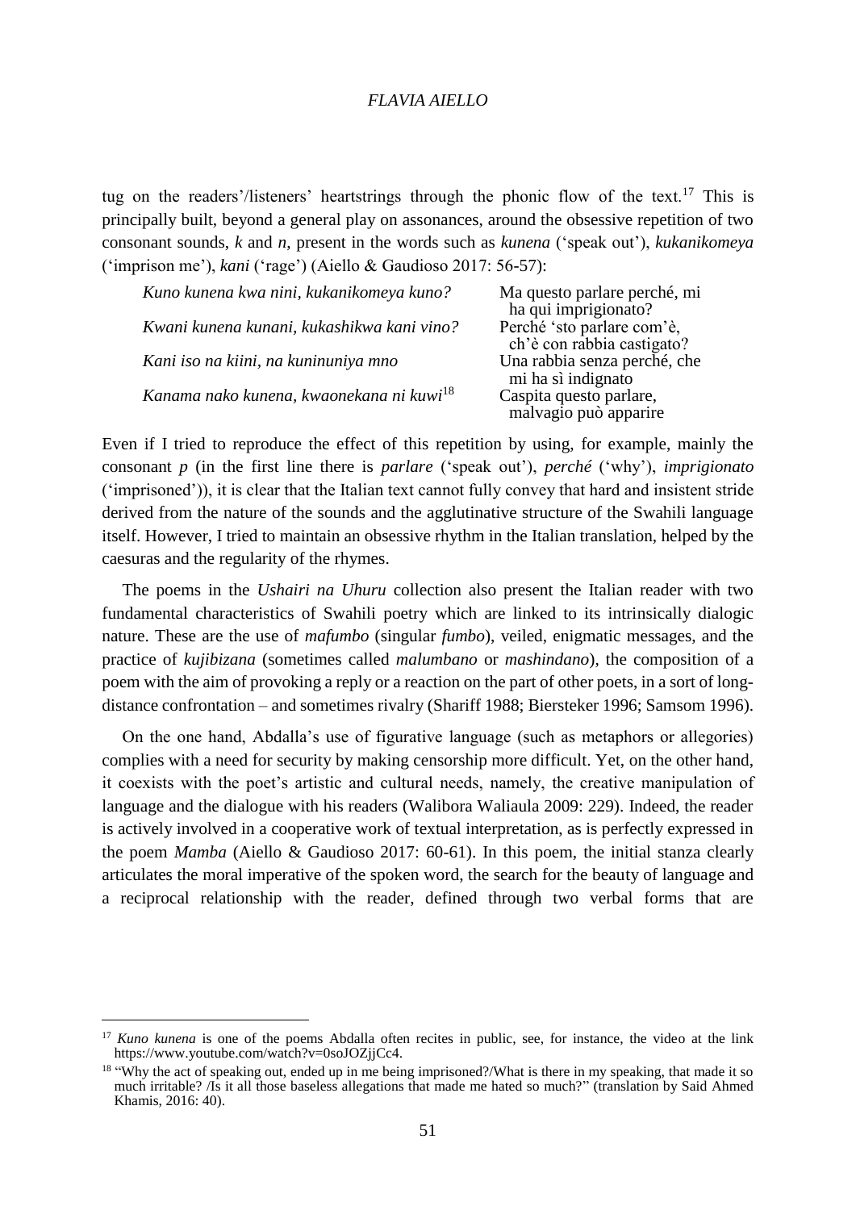tug on the readers'/listeners' heartstrings through the phonic flow of the text.[17] This is principally built, beyond a general play on assonances, around the obsessive repetition of two consonant sounds, *k* and *n*, present in the words such as *kunena* ('speak out'), *kukanikomeya* ('imprison me'), *kani* ('rage') (Aiello & Gaudioso 2017: 56-57):

| | |
|---|---|
| *Kuno kunena kwa nini, kukanikomeya kuno?* | Ma questo parlare perché, mi ha qui imprigionato? |
| *Kwani kunena kunani, kukashikwa kani vino?* | Perché 'sto parlare com'è, ch'è con rabbia castigato? |
| *Kani iso na kiini, na kuninuniya mno* | Una rabbia senza perché, che mi ha sì indignato |
| *Kanama nako kunena, kwaonekana ni kuwi*[18] | Caspita questo parlare, malvagio può apparire |

Even if I tried to reproduce the effect of this repetition by using, for example, mainly the consonant *p* (in the first line there is *parlare* ('speak out'), *perché* ('why'), *imprigionato* ('imprisoned')), it is clear that the Italian text cannot fully convey that hard and insistent stride derived from the nature of the sounds and the agglutinative structure of the Swahili language itself. However, I tried to maintain an obsessive rhythm in the Italian translation, helped by the caesuras and the regularity of the rhymes.

The poems in the *Ushairi na Uhuru* collection also present the Italian reader with two fundamental characteristics of Swahili poetry which are linked to its intrinsically dialogic nature. These are the use of *mafumbo* (singular *fumbo*), veiled, enigmatic messages, and the practice of *kujibizana* (sometimes called *malumbano* or *mashindano*), the composition of a poem with the aim of provoking a reply or a reaction on the part of other poets, in a sort of long-distance confrontation – and sometimes rivalry (Shariff 1988; Biersteker 1996; Samsom 1996).

On the one hand, Abdalla's use of figurative language (such as metaphors or allegories) complies with a need for security by making censorship more difficult. Yet, on the other hand, it coexists with the poet's artistic and cultural needs, namely, the creative manipulation of language and the dialogue with his readers (Walibora Waliaula 2009: 229). Indeed, the reader is actively involved in a cooperative work of textual interpretation, as is perfectly expressed in the poem *Mamba* (Aiello & Gaudioso 2017: 60-61). In this poem, the initial stanza clearly articulates the moral imperative of the spoken word, the search for the beauty of language and a reciprocal relationship with the reader, defined through two verbal forms that are

---

[17] *Kuno kunena* is one of the poems Abdalla often recites in public, see, for instance, the video at the link https://www.youtube.com/watch?v=0soJOZjjCc4.

[18] "Why the act of speaking out, ended up in me being imprisoned?/What is there in my speaking, that made it so much irritable? /Is it all those baseless allegations that made me hated so much?" (translation by Said Ahmed Khamis, 2016: 40).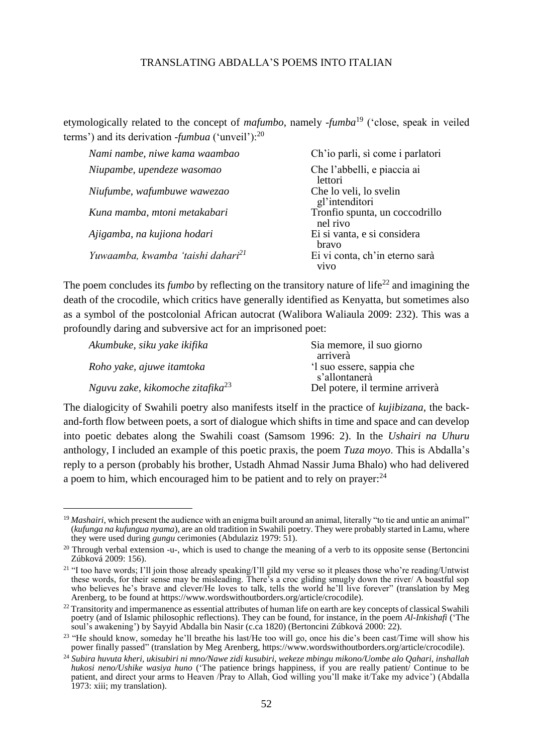etymologically related to the concept of *mafumbo*, namely *-fumba*[19] ('close, speak in veiled terms') and its derivation *-fumbua* ('unveil'):[20]

| | |
|---|---|
| *Nami nambe, niwe kama waambao* | Ch'io parli, sì come i parlatori |
| *Niupambe, upendeze wasomao* | Che l'abbelli, e piaccia ai lettori |
| *Niufumbe, wafumbuwe wawezao* | Che lo veli, lo svelin gl'intenditori |
| *Kuna mamba, mtoni metakabari* | Tronfio spunta, un coccodrillo nel rivo |
| *Ajigamba, na kujiona hodari* | Ei si vanta, e si considera bravo |
| *Yuwaamba, kwamba 'taishi dahari*[21] | Ei vi conta, ch'in eterno sarà vivo |

The poem concludes its *fumbo* by reflecting on the transitory nature of life[22] and imagining the death of the crocodile, which critics have generally identified as Kenyatta, but sometimes also as a symbol of the postcolonial African autocrat (Walibora Waliaula 2009: 232). This was a profoundly daring and subversive act for an imprisoned poet:

| | |
|---|---|
| *Akumbuke, siku yake ikifika* | Sia memore, il suo giorno arriverà |
| *Roho yake, ajuwe itamtoka* | 'l suo essere, sappia che s'allontanerà |
| *Nguvu zake, kikomoche zitafika*[23] | Del potere, il termine arriverà |

The dialogicity of Swahili poetry also manifests itself in the practice of *kujibizana*, the back-and-forth flow between poets, a sort of dialogue which shifts in time and space and can develop into poetic debates along the Swahili coast (Samsom 1996: 2). In the *Ushairi na Uhuru* anthology, I included an example of this poetic praxis, the poem *Tuza moyo*. This is Abdalla's reply to a person (probably his brother, Ustadh Ahmad Nassir Juma Bhalo) who had delivered a poem to him, which encouraged him to be patient and to rely on prayer:[24]

---

[19] *Mashairi*, which present the audience with an enigma built around an animal, literally "to tie and untie an animal" (*kufunga na kufungua nyama*), are an old tradition in Swahili poetry. They were probably started in Lamu, where they were used during *gungu* cerimonies (Abdulaziz 1979: 51).

[20] Through verbal extension -u-, which is used to change the meaning of a verb to its opposite sense (Bertoncini Zúbková 2009: 156).

[21] "I too have words; I'll join those already speaking/I'll gild my verse so it pleases those who're reading/Untwist these words, for their sense may be misleading. There's a croc gliding smugly down the river/ A boastful sop who believes he's brave and clever/He loves to talk, tells the world he'll live forever" (translation by Meg Arenberg, to be found at https://www.wordswithoutborders.org/article/crocodile).

[22] Transitority and impermanence as essential attributes of human life on earth are key concepts of classical Swahili poetry (and of Islamic philosophic reflections). They can be found, for instance, in the poem *Al-Inkishafi* ('The soul's awakening') by Sayyid Abdalla bin Nasir (c.ca 1820) (Bertoncini Zúbková 2000: 22).

[23] "He should know, someday he'll breathe his last/He too will go, once his die's been cast/Time will show his power finally passed" (translation by Meg Arenberg, https://www.wordswithoutborders.org/article/crocodile).

[24] *Subira huvuta kheri, ukisubiri ni mno/Nawe zidi kusubiri, wekeze mbingu mikono/Uombe alo Qahari, inshallah hukosi neno/Ushike wasiya huno* ('The patience brings happiness, if you are really patient/ Continue to be patient, and direct your arms to Heaven /Pray to Allah, God willing you'll make it/Take my advice') (Abdalla 1973: xiii; my translation).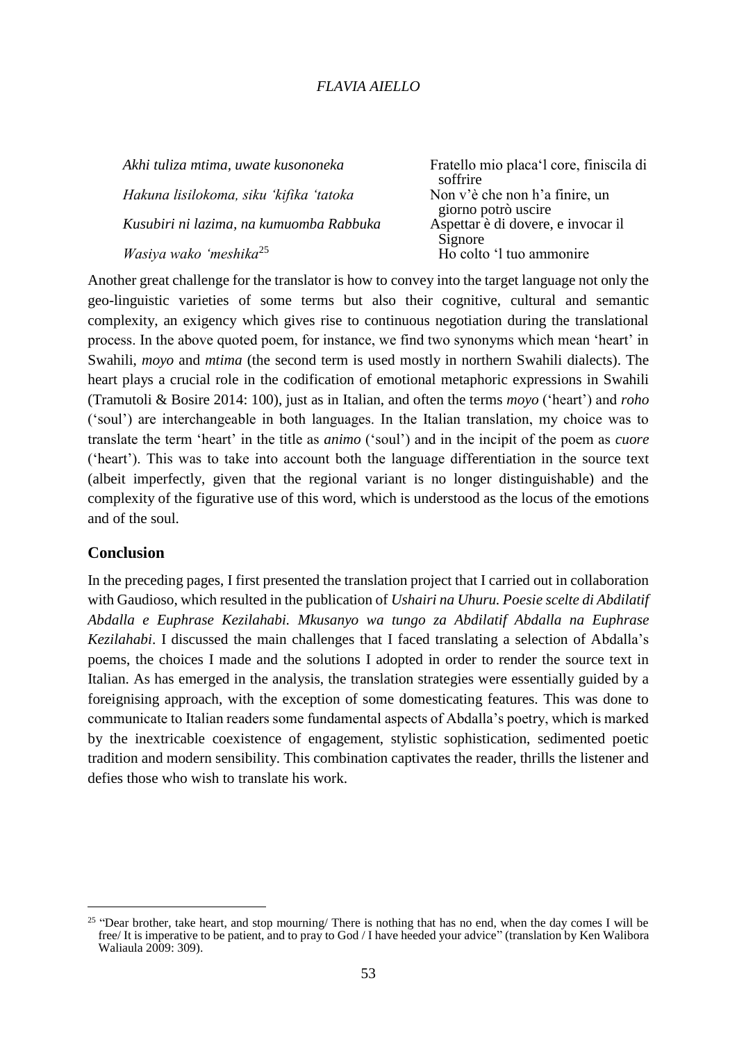| | |
|---|---|
| *Akhi tuliza mtima, uwate kusononeka* | Fratello mio placa'l core, finiscila di soffrire |
| *Hakuna lisilokoma, siku 'kifika 'tatoka* | Non v'è che non h'a finire, un giorno potrò uscire |
| *Kusubiri ni lazima, na kumuomba Rabbuka* | Aspettar è di dovere, e invocar il Signore |
| *Wasiya wako 'meshika*[25] | Ho colto 'l tuo ammonire |

Another great challenge for the translator is how to convey into the target language not only the geo-linguistic varieties of some terms but also their cognitive, cultural and semantic complexity, an exigency which gives rise to continuous negotiation during the translational process. In the above quoted poem, for instance, we find two synonyms which mean 'heart' in Swahili, *moyo* and *mtima* (the second term is used mostly in northern Swahili dialects). The heart plays a crucial role in the codification of emotional metaphoric expressions in Swahili (Tramutoli & Bosire 2014: 100), just as in Italian, and often the terms *moyo* ('heart') and *roho* ('soul') are interchangeable in both languages. In the Italian translation, my choice was to translate the term 'heart' in the title as *animo* ('soul') and in the incipit of the poem as *cuore* ('heart'). This was to take into account both the language differentiation in the source text (albeit imperfectly, given that the regional variant is no longer distinguishable) and the complexity of the figurative use of this word, which is understood as the locus of the emotions and of the soul.

## Conclusion

In the preceding pages, I first presented the translation project that I carried out in collaboration with Gaudioso, which resulted in the publication of *Ushairi na Uhuru. Poesie scelte di Abdilatif Abdalla e Euphrase Kezilahabi. Mkusanyo wa tungo za Abdilatif Abdalla na Euphrase Kezilahabi*. I discussed the main challenges that I faced translating a selection of Abdalla's poems, the choices I made and the solutions I adopted in order to render the source text in Italian. As has emerged in the analysis, the translation strategies were essentially guided by a foreignising approach, with the exception of some domesticating features. This was done to communicate to Italian readers some fundamental aspects of Abdalla's poetry, which is marked by the inextricable coexistence of engagement, stylistic sophistication, sedimented poetic tradition and modern sensibility. This combination captivates the reader, thrills the listener and defies those who wish to translate his work.

---

[25] "Dear brother, take heart, and stop mourning/ There is nothing that has no end, when the day comes I will be free/ It is imperative to be patient, and to pray to God / I have heeded your advice" (translation by Ken Walibora Waliaula 2009: 309).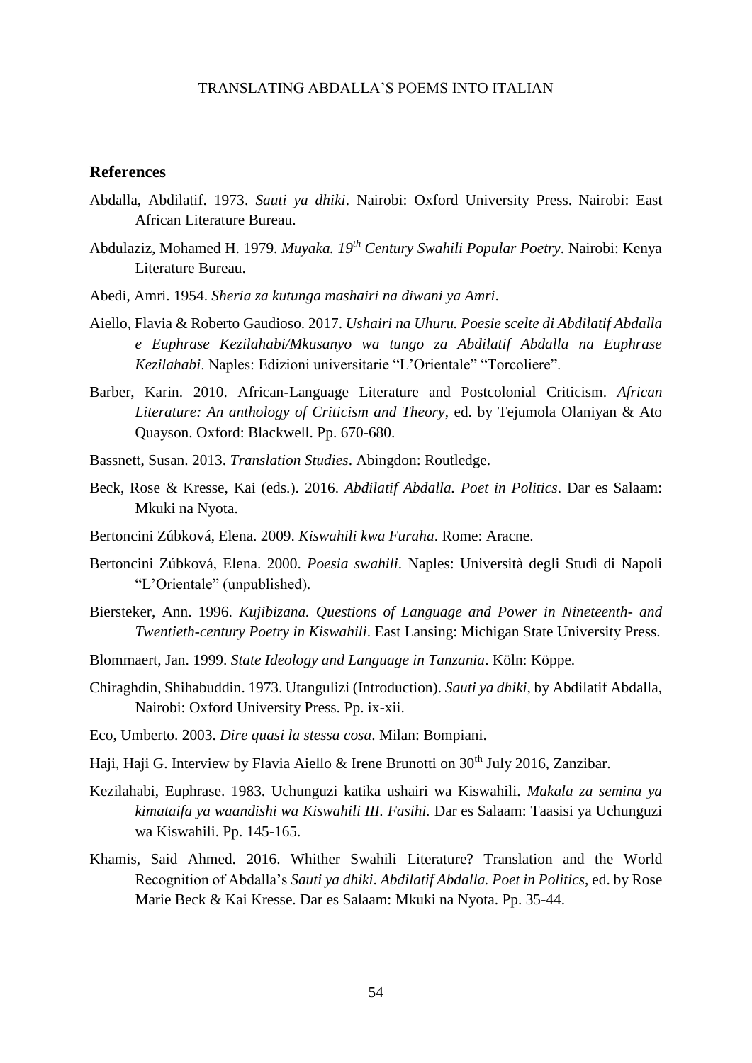## References

Abdalla, Abdilatif. 1973. *Sauti ya dhiki*. Nairobi: Oxford University Press. Nairobi: East African Literature Bureau.

Abdulaziz, Mohamed H. 1979. *Muyaka. 19th Century Swahili Popular Poetry*. Nairobi: Kenya Literature Bureau.

Abedi, Amri. 1954. *Sheria za kutunga mashairi na diwani ya Amri*.

Aiello, Flavia & Roberto Gaudioso. 2017. *Ushairi na Uhuru. Poesie scelte di Abdilatif Abdalla e Euphrase Kezilahabi/Mkusanyo wa tungo za Abdilatif Abdalla na Euphrase Kezilahabi*. Naples: Edizioni universitarie "L'Orientale" "Torcoliere".

Barber, Karin. 2010. African-Language Literature and Postcolonial Criticism. *African Literature: An anthology of Criticism and Theory*, ed. by Tejumola Olaniyan & Ato Quayson. Oxford: Blackwell. Pp. 670-680.

Bassnett, Susan. 2013. *Translation Studies*. Abingdon: Routledge.

Beck, Rose & Kresse, Kai (eds.). 2016. *Abdilatif Abdalla. Poet in Politics*. Dar es Salaam: Mkuki na Nyota.

Bertoncini Zúbková, Elena. 2009. *Kiswahili kwa Furaha*. Rome: Aracne.

Bertoncini Zúbková, Elena. 2000. *Poesia swahili*. Naples: Università degli Studi di Napoli "L'Orientale" (unpublished).

Biersteker, Ann. 1996. *Kujibizana. Questions of Language and Power in Nineteenth- and Twentieth-century Poetry in Kiswahili*. East Lansing: Michigan State University Press.

Blommaert, Jan. 1999. *State Ideology and Language in Tanzania*. Köln: Köppe.

Chiraghdin, Shihabuddin. 1973. Utangulizi (Introduction). *Sauti ya dhiki*, by Abdilatif Abdalla, Nairobi: Oxford University Press. Pp. ix-xii.

Eco, Umberto. 2003. *Dire quasi la stessa cosa*. Milan: Bompiani.

Haji, Haji G. Interview by Flavia Aiello & Irene Brunotti on 30th July 2016, Zanzibar.

Kezilahabi, Euphrase. 1983. Uchunguzi katika ushairi wa Kiswahili. *Makala za semina ya kimataifa ya waandishi wa Kiswahili III. Fasihi.* Dar es Salaam: Taasisi ya Uchunguzi wa Kiswahili. Pp. 145-165.

Khamis, Said Ahmed. 2016. Whither Swahili Literature? Translation and the World Recognition of Abdalla's *Sauti ya dhiki*. *Abdilatif Abdalla. Poet in Politics*, ed. by Rose Marie Beck & Kai Kresse. Dar es Salaam: Mkuki na Nyota. Pp. 35-44.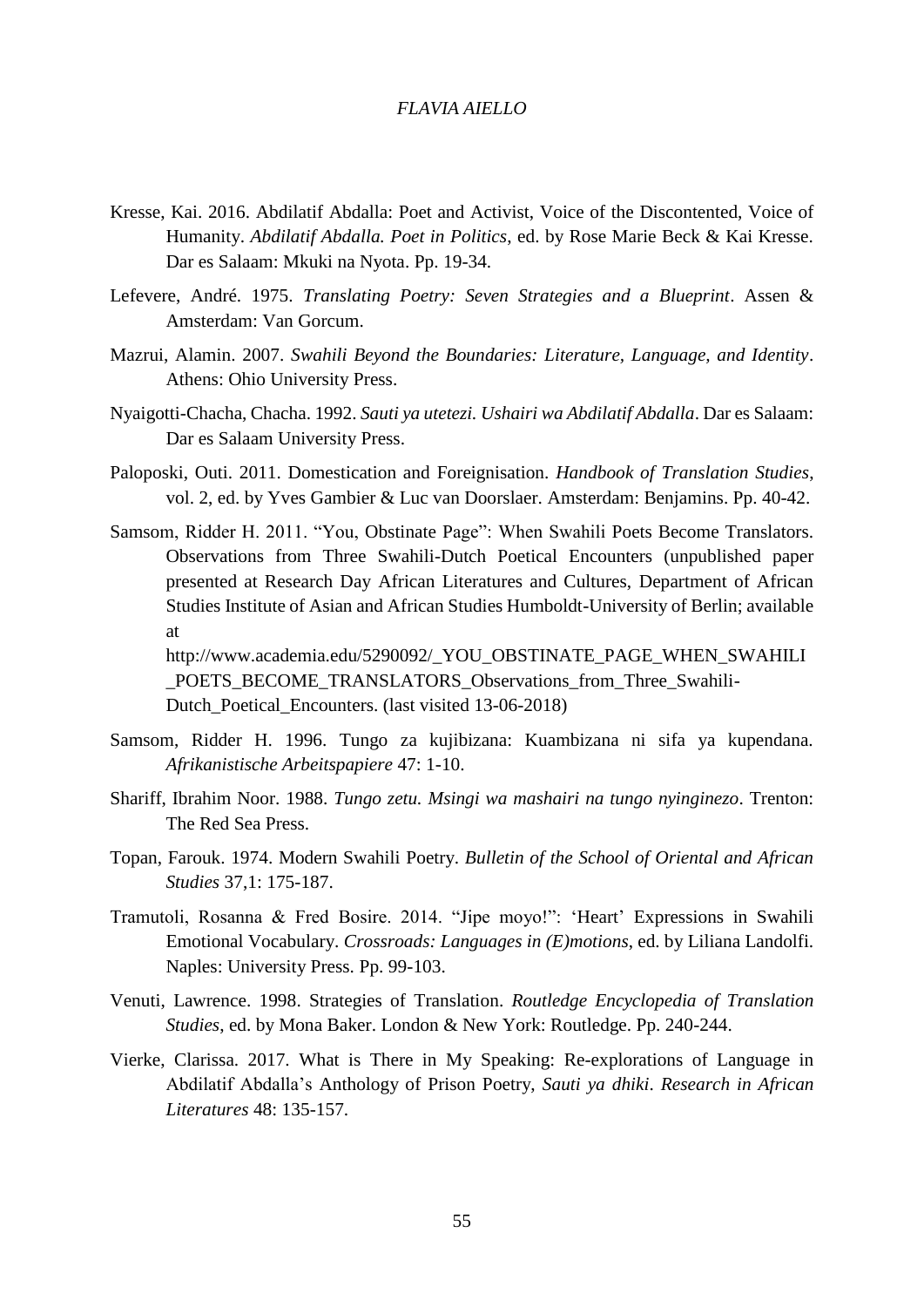Kresse, Kai. 2016. Abdilatif Abdalla: Poet and Activist, Voice of the Discontented, Voice of Humanity. *Abdilatif Abdalla. Poet in Politics*, ed. by Rose Marie Beck & Kai Kresse. Dar es Salaam: Mkuki na Nyota. Pp. 19-34.

Lefevere, André. 1975. *Translating Poetry: Seven Strategies and a Blueprint*. Assen & Amsterdam: Van Gorcum.

Mazrui, Alamin. 2007. *Swahili Beyond the Boundaries: Literature, Language, and Identity*. Athens: Ohio University Press.

Nyaigotti-Chacha, Chacha. 1992. *Sauti ya utetezi. Ushairi wa Abdilatif Abdalla*. Dar es Salaam: Dar es Salaam University Press.

Paloposki, Outi. 2011. Domestication and Foreignisation. *Handbook of Translation Studies*, vol. 2, ed. by Yves Gambier & Luc van Doorslaer. Amsterdam: Benjamins. Pp. 40-42.

Samsom, Ridder H. 2011. "You, Obstinate Page": When Swahili Poets Become Translators. Observations from Three Swahili-Dutch Poetical Encounters (unpublished paper presented at Research Day African Literatures and Cultures, Department of African Studies Institute of Asian and African Studies Humboldt-University of Berlin; available at http://www.academia.edu/5290092/_YOU_OBSTINATE_PAGE_WHEN_SWAHILI_POETS_BECOME_TRANSLATORS_Observations_from_Three_Swahili-Dutch_Poetical_Encounters. (last visited 13-06-2018)

Samsom, Ridder H. 1996. Tungo za kujibizana: Kuambizana ni sifa ya kupendana. *Afrikanistische Arbeitspapiere* 47: 1-10.

Shariff, Ibrahim Noor. 1988. *Tungo zetu. Msingi wa mashairi na tungo nyinginezo*. Trenton: The Red Sea Press.

Topan, Farouk. 1974. Modern Swahili Poetry. *Bulletin of the School of Oriental and African Studies* 37,1: 175-187.

Tramutoli, Rosanna & Fred Bosire. 2014. "Jipe moyo!": 'Heart' Expressions in Swahili Emotional Vocabulary. *Crossroads: Languages in (E)motions*, ed. by Liliana Landolfi. Naples: University Press. Pp. 99-103.

Venuti, Lawrence. 1998. Strategies of Translation. *Routledge Encyclopedia of Translation Studies*, ed. by Mona Baker. London & New York: Routledge. Pp. 240-244.

Vierke, Clarissa. 2017. What is There in My Speaking: Re-explorations of Language in Abdilatif Abdalla's Anthology of Prison Poetry, *Sauti ya dhiki*. *Research in African Literatures* 48: 135-157.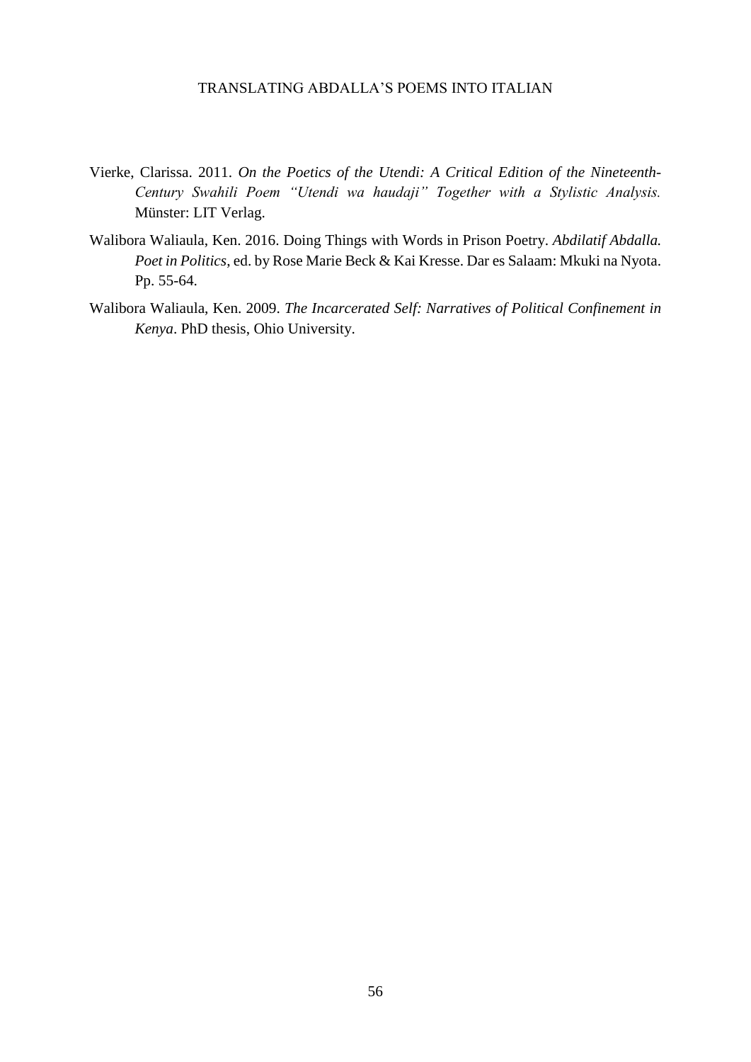Vierke, Clarissa. 2011. *On the Poetics of the Utendi: A Critical Edition of the Nineteenth-Century Swahili Poem "Utendi wa haudaji" Together with a Stylistic Analysis.* Münster: LIT Verlag.

Walibora Waliaula, Ken. 2016. Doing Things with Words in Prison Poetry. *Abdilatif Abdalla. Poet in Politics*, ed. by Rose Marie Beck & Kai Kresse. Dar es Salaam: Mkuki na Nyota. Pp. 55-64.

Walibora Waliaula, Ken. 2009. *The Incarcerated Self: Narratives of Political Confinement in Kenya*. PhD thesis, Ohio University.